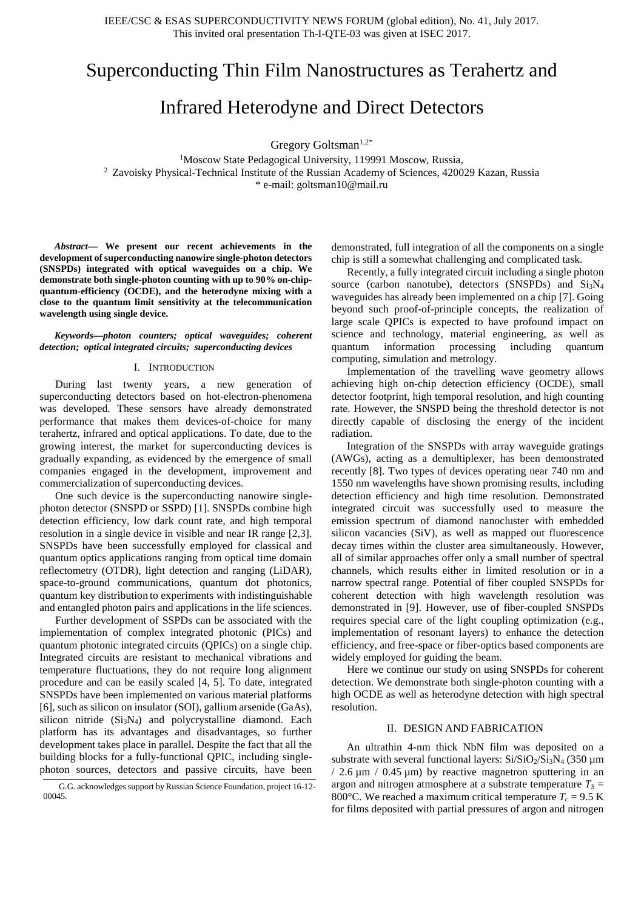IEEE/CSC & ESAS SUPERCONDUCTIVITY NEWS FORUM (global edition), No. 41, July 2017.
This invited oral presentation Th-I-QTE-03 was given at ISEC 2017.

# Superconducting Thin Film Nanostructures as Terahertz and Infrared Heterodyne and Direct Detectors

Gregory Goltsman[1,2*]

[1]Moscow State Pedagogical University, 119991 Moscow, Russia,
[2] Zavoisky Physical-Technical Institute of the Russian Academy of Sciences, 420029 Kazan, Russia
* e-mail: goltsman10@mail.ru

***Abstract*— We present our recent achievements in the development of superconducting nanowire single-photon detectors (SNSPDs) integrated with optical waveguides on a chip. We demonstrate both single-photon counting with up to 90% on-chip-quantum-efficiency (OCDE), and the heterodyne mixing with a close to the quantum limit sensitivity at the telecommunication wavelength using single device.**

***Keywords—photon counters; optical waveguides; coherent detection; optical integrated circuits; superconducting devices***

## I. Introduction

During last twenty years, a new generation of superconducting detectors based on hot-electron-phenomena was developed. These sensors have already demonstrated performance that makes them devices-of-choice for many terahertz, infrared and optical applications. To date, due to the growing interest, the market for superconducting devices is gradually expanding, as evidenced by the emergence of small companies engaged in the development, improvement and commercialization of superconducting devices.

One such device is the superconducting nanowire single-photon detector (SNSPD or SSPD) [1]. SNSPDs combine high detection efficiency, low dark count rate, and high temporal resolution in a single device in visible and near IR range [2,3]. SNSPDs have been successfully employed for classical and quantum optics applications ranging from optical time domain reflectometry (OTDR), light detection and ranging (LiDAR), space-to-ground communications, quantum dot photonics, quantum key distribution to experiments with indistinguishable and entangled photon pairs and applications in the life sciences.

Further development of SSPDs can be associated with the implementation of complex integrated photonic (PICs) and quantum photonic integrated circuits (QPICs) on a single chip. Integrated circuits are resistant to mechanical vibrations and temperature fluctuations, they do not require long alignment procedure and can be easily scaled [4, 5]. To date, integrated SNSPDs have been implemented on various material platforms [6], such as silicon on insulator (SOI), gallium arsenide (GaAs), silicon nitride ($Si_3N_4$) and polycrystalline diamond. Each platform has its advantages and disadvantages, so further development takes place in parallel. Despite the fact that all the building blocks for a fully-functional QPIC, including single-photon sources, detectors and passive circuits, have been demonstrated, full integration of all the components on a single chip is still a somewhat challenging and complicated task.

Recently, a fully integrated circuit including a single photon source (carbon nanotube), detectors (SNSPDs) and $Si_3N_4$ waveguides has already been implemented on a chip [7]. Going beyond such proof-of-principle concepts, the realization of large scale QPICs is expected to have profound impact on science and technology, material engineering, as well as quantum information processing including quantum computing, simulation and metrology.

Implementation of the travelling wave geometry allows achieving high on-chip detection efficiency (OCDE), small detector footprint, high temporal resolution, and high counting rate. However, the SNSPD being the threshold detector is not directly capable of disclosing the energy of the incident radiation.

Integration of the SNSPDs with array waveguide gratings (AWGs), acting as a demultiplexer, has been demonstrated recently [8]. Two types of devices operating near 740 nm and 1550 nm wavelengths have shown promising results, including detection efficiency and high time resolution. Demonstrated integrated circuit was successfully used to measure the emission spectrum of diamond nanocluster with embedded silicon vacancies (SiV), as well as mapped out fluorescence decay times within the cluster area simultaneously. However, all of similar approaches offer only a small number of spectral channels, which results either in limited resolution or in a narrow spectral range. Potential of fiber coupled SNSPDs for coherent detection with high wavelength resolution was demonstrated in [9]. However, use of fiber-coupled SNSPDs requires special care of the light coupling optimization (e.g., implementation of resonant layers) to enhance the detection efficiency, and free-space or fiber-optics based components are widely employed for guiding the beam.

Here we continue our study on using SNSPDs for coherent detection. We demonstrate both single-photon counting with a high OCDE as well as heterodyne detection with high spectral resolution.

## II. Design and Fabrication

An ultrathin 4-nm thick NbN film was deposited on a substrate with several functional layers: $Si/SiO_2/Si_3N_4$ (350 µm / 2.6 µm / 0.45 µm) by reactive magnetron sputtering in an argon and nitrogen atmosphere at a substrate temperature $T_S$ = 800°C. We reached a maximum critical temperature $T_c$ = 9.5 K for films deposited with partial pressures of argon and nitrogen

G.G. acknowledges support by Russian Science Foundation, project 16-12-00045.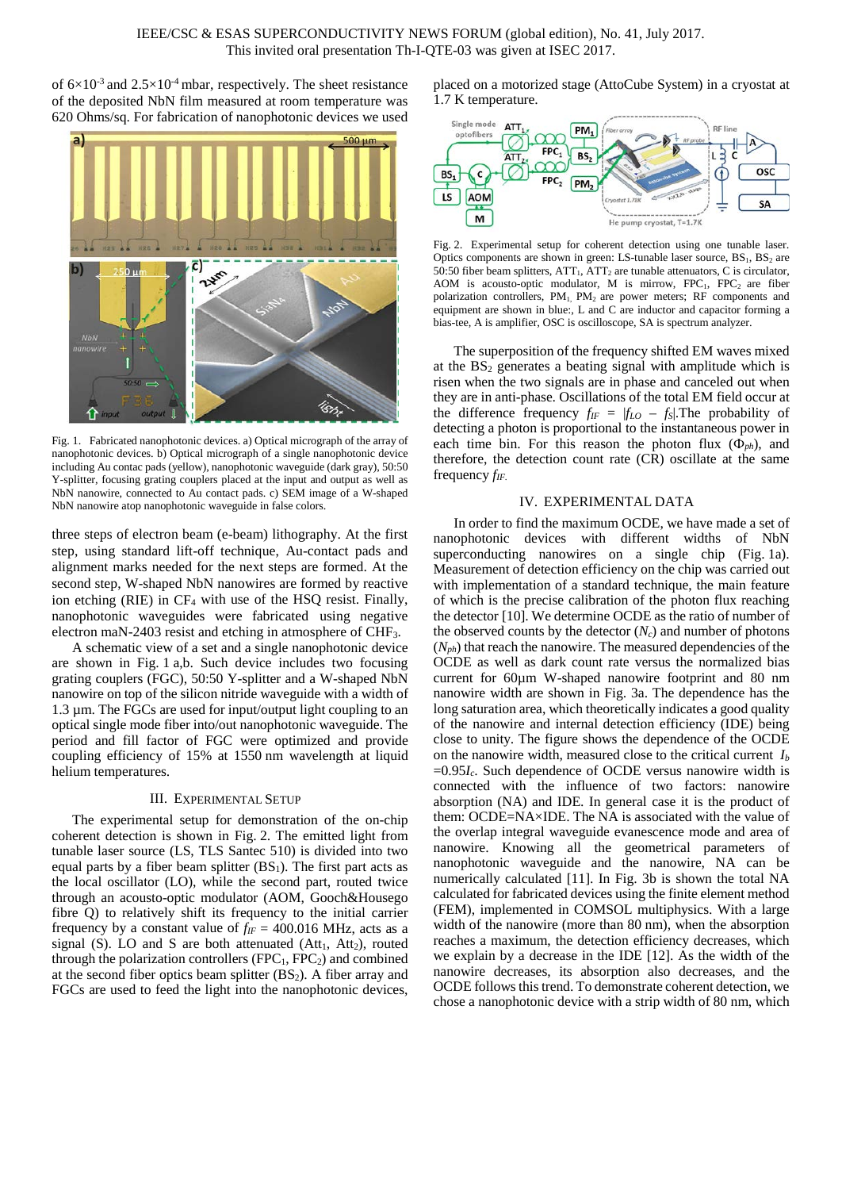of $6\times10^{-3}$ and $2.5\times10^{-4}$ mbar, respectively. The sheet resistance of the deposited NbN film measured at room temperature was 620 Ohms/sq. For fabrication of nanophotonic devices we used

Fig. 1. Fabricated nanophotonic devices. a) Optical micrograph of the array of nanophotonic devices. b) Optical micrograph of a single nanophotonic device including Au contac pads (yellow), nanophotonic waveguide (dark gray), 50:50 Y-splitter, focusing grating couplers placed at the input and output as well as NbN nanowire, connected to Au contact pads. c) SEM image of a W-shaped NbN nanowire atop nanophotonic waveguide in false colors.

three steps of electron beam (e-beam) lithography. At the first step, using standard lift-off technique, Au-contact pads and alignment marks needed for the next steps are formed. At the second step, W-shaped NbN nanowires are formed by reactive ion etching (RIE) in $CF_4$ with use of the HSQ resist. Finally, nanophotonic waveguides were fabricated using negative electron maN-2403 resist and etching in atmosphere of $CHF_3$.

A schematic view of a set and a single nanophotonic device are shown in Fig. 1 a,b. Such device includes two focusing grating couplers (FGC), 50:50 Y-splitter and a W-shaped NbN nanowire on top of the silicon nitride waveguide with a width of 1.3 µm. The FGCs are used for input/output light coupling to an optical single mode fiber into/out nanophotonic waveguide. The period and fill factor of FGC were optimized and provide coupling efficiency of 15% at 1550 nm wavelength at liquid helium temperatures.

## III. Experimental Setup

The experimental setup for demonstration of the on-chip coherent detection is shown in Fig. 2. The emitted light from tunable laser source (LS, TLS Santec 510) is divided into two equal parts by a fiber beam splitter ($BS_1$). The first part acts as the local oscillator (LO), while the second part, routed twice through an acousto-optic modulator (AOM, Gooch&Housego fibre Q) to relatively shift its frequency to the initial carrier frequency by a constant value of $f_{IF}$ = 400.016 MHz, acts as a signal (S). LO and S are both attenuated ($Att_1$, $Att_2$), routed through the polarization controllers ($FPC_1$, $FPC_2$) and combined at the second fiber optics beam splitter ($BS_2$). A fiber array and FGCs are used to feed the light into the nanophotonic devices, placed on a motorized stage (AttoCube System) in a cryostat at 1.7 K temperature.

Fig. 2. Experimental setup for coherent detection using one tunable laser. Optics components are shown in green: LS-tunable laser source, $BS_1$, $BS_2$ are 50:50 fiber beam splitters, $ATT_1$, $ATT_2$ are tunable attenuators, C is circulator, AOM is acousto-optic modulator, M is mirrow, $FPC_1$, $FPC_2$ are fiber polarization controllers, $PM_1$, $PM_2$ are power meters; RF components and equipment are shown in blue:, L and C are inductor and capacitor forming a bias-tee, A is amplifier, OSC is oscilloscope, SA is spectrum analyzer.

The superposition of the frequency shifted EM waves mixed at the $BS_2$ generates a beating signal with amplitude which is risen when the two signals are in phase and canceled out when they are in anti-phase. Oscillations of the total EM field occur at the difference frequency $f_{IF} = |f_{LO} - f_S|$.The probability of detecting a photon is proportional to the instantaneous power in each time bin. For this reason the photon flux ($\Phi_{ph}$), and therefore, the detection count rate (CR) oscillate at the same frequency $f_{IF}$.

## IV. Experimental Data

In order to find the maximum OCDE, we have made a set of nanophotonic devices with different widths of NbN superconducting nanowires on a single chip (Fig. 1a). Measurement of detection efficiency on the chip was carried out with implementation of a standard technique, the main feature of which is the precise calibration of the photon flux reaching the detector [10]. We determine OCDE as the ratio of number of the observed counts by the detector ($N_c$) and number of photons ($N_{ph}$) that reach the nanowire. The measured dependencies of the OCDE as well as dark count rate versus the normalized bias current for 60µm W-shaped nanowire footprint and 80 nm nanowire width are shown in Fig. 3a. The dependence has the long saturation area, which theoretically indicates a good quality of the nanowire and internal detection efficiency (IDE) being close to unity. The figure shows the dependence of the OCDE on the nanowire width, measured close to the critical current $I_b = 0.95I_c$. Such dependence of OCDE versus nanowire width is connected with the influence of two factors: nanowire absorption (NA) and IDE. In general case it is the product of them: OCDE=NA×IDE. The NA is associated with the value of the overlap integral waveguide evanescence mode and area of nanowire. Knowing all the geometrical parameters of nanophotonic waveguide and the nanowire, NA can be numerically calculated [11]. In Fig. 3b is shown the total NA calculated for fabricated devices using the finite element method (FEM), implemented in COMSOL multiphysics. With a large width of the nanowire (more than 80 nm), when the absorption reaches a maximum, the detection efficiency decreases, which we explain by a decrease in the IDE [12]. As the width of the nanowire decreases, its absorption also decreases, and the OCDE follows this trend. To demonstrate coherent detection, we chose a nanophotonic device with a strip width of 80 nm, which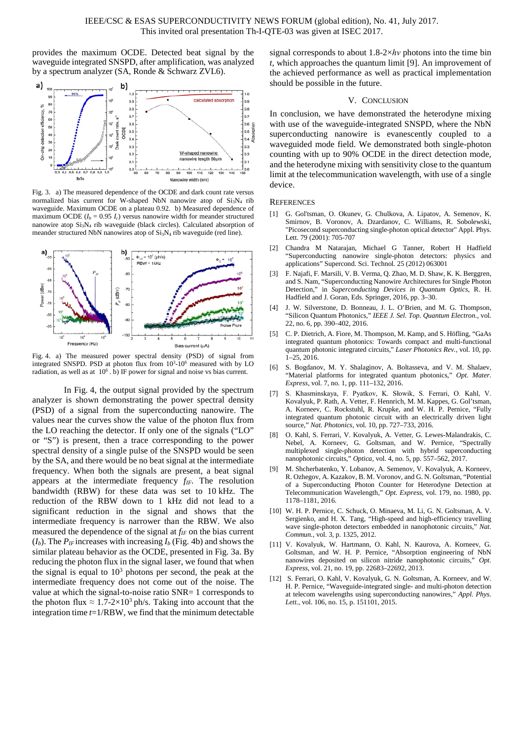provides the maximum OCDE. Detected beat signal by the waveguide integrated SNSPD, after amplification, was analyzed by a spectrum analyzer (SA, Ronde & Schwarz ZVL6).

a)
92%
On-chip detection efficiency, %
Dark count rate, $s^{-1}$
Ib/Ic

b)
calculated absorption
OCDE
Absorption
W-shaped nanowire
nanowire length 60μm
Nanowire width (nm)

Fig. 3. a) The measured dependence of the OCDE and dark count rate versus normalized bias current for W-shaped NbN nanowire atop of $Si_3N_4$ rib waveguide. Maximum OCDE on a plateau 0.92. b) Measured dependence of maximum OCDE ($I_b$ = 0.95 $I_c$) versus nanowire width for meander structured nanowire atop $Si_3N_4$ rib waveguide (black circles). Calculated absorption of meander structured NbN nanowires atop of $Si_3N_4$ rib waveguide (red line).

a)
Power (dBm)
Frequency (Hz)
$P_{IF}$

b)
$\Phi_{LO}$ = $10^7$ (ph/s)
RBW = 1kHz
$\Phi_S$ = $10^7$
$P_{IF}$ (dBm)
Noise Flore
Bias current (μA)

Fig. 4. a) The measured power spectral density (PSD) of signal from integrated SNSPD. PSD at photon flux from $10^3$-$10^6$ measured with by LO radiation, as well as at $10^6$. b) IF power for signal and noise vs bias current.

In Fig. 4, the output signal provided by the spectrum analyzer is shown demonstrating the power spectral density (PSD) of a signal from the superconducting nanowire. The values near the curves show the value of the photon flux from the LO reaching the detector. If only one of the signals ("LO" or "S") is present, then a trace corresponding to the power spectral density of a single pulse of the SNSPD would be seen by the SA, and there would be no beat signal at the intermediate frequency. When both the signals are present, a beat signal appears at the intermediate frequency $f_{IF}$. The resolution bandwidth (RBW) for these data was set to 10 kHz. The reduction of the RBW down to 1 kHz did not lead to a significant reduction in the signal and shows that the intermediate frequency is narrower than the RBW. We also measured the dependence of the signal at $f_{IF}$ on the bias current ($I_b$). The $P_{IF}$ increases with increasing $I_b$ (Fig. 4b) and shows the similar plateau behavior as the OCDE, presented in Fig. 3a. By reducing the photon flux in the signal laser, we found that when the signal is equal to $10^3$ photons per second, the peak at the intermediate frequency does not come out of the noise. The value at which the signal-to-noise ratio SNR= 1 corresponds to the photon flux ≈ 1.7-2×$10^3$ ph/s. Taking into account that the integration time $t$=1/RBW, we find that the minimum detectable signal corresponds to about 1.8-2×$h\nu$ photons into the time bin $t$, which approaches the quantum limit [9]. An improvement of the achieved performance as well as practical implementation should be possible in the future.

## V. Conclusion

In conclusion, we have demonstrated the heterodyne mixing with use of the waveguide-integrated SNSPD, where the NbN superconducting nanowire is evanescently coupled to a waveguided mode field. We demonstrated both single-photon counting with up to 90% OCDE in the direct detection mode, and the heterodyne mixing with sensitivity close to the quantum limit at the telecommunication wavelength, with use of a single device.

## References

[1] G. Gol'tsman, O. Okunev, G. Chulkova, A. Lipatov, A. Semenov, K. Smirnov, B. Voronov, A. Dzardanov, C. Williams, R. Sobolewski, "Picosecond superconducting single-photon optical detector" Appl. Phys. Lett. 79 (2001): 705-707

[2] Chandra M Natarajan, Michael G Tanner, Robert H Hadfield "Superconducting nanowire single-photon detectors: physics and applications" Supercond. Sci. Technol. 25 (2012) 063001

[3] F. Najafi, F. Marsili, V. B. Verma, Q. Zhao, M. D. Shaw, K. K. Berggren, and S. Nam, "Superconducting Nanowire Architectures for Single Photon Detection," in *Superconducting Devices in Quantum Optics*, R. H. Hadfield and J. Goran, Eds. Springer, 2016, pp. 3–30.

[4] J. W. Silverstone, D. Bonneau, J. L. O'Brien, and M. G. Thompson, "Silicon Quantum Photonics," *IEEE J. Sel. Top. Quantum Electron.*, vol. 22, no. 6, pp. 390–402, 2016.

[5] C. P. Dietrich, A. Fiore, M. Thompson, M. Kamp, and S. Höfling, "GaAs integrated quantum photonics: Towards compact and multi-functional quantum photonic integrated circuits," *Laser Photonics Rev.*, vol. 10, pp. 1–25, 2016.

[6] S. Bogdanov, M. Y. Shalaginov, A. Boltasseva, and V. M. Shalaev, "Material platforms for integrated quantum photonics," *Opt. Mater. Express*, vol. 7, no. 1, pp. 111–132, 2016.

[7] S. Khasminskaya, F. Pyatkov, K. Słowik, S. Ferrari, O. Kahl, V. Kovalyuk, P. Rath, A. Vetter, F. Hennrich, M. M. Kappes, G. Gol'tsman, A. Korneev, C. Rockstuhl, R. Krupke, and W. H. P. Pernice, "Fully integrated quantum photonic circuit with an electrically driven light source," *Nat. Photonics*, vol. 10, pp. 727–733, 2016.

[8] O. Kahl, S. Ferrari, V. Kovalyuk, A. Vetter, G. Lewes-Malandrakis, C. Nebel, A. Korneev, G. Goltsman, and W. Pernice, "Spectrally multiplexed single-photon detection with hybrid superconducting nanophotonic circuits," *Optica*, vol. 4, no. 5, pp. 557–562, 2017.

[9] M. Shcherbatenko, Y. Lobanov, A. Semenov, V. Kovalyuk, A. Korneev, R. Ozhegov, A. Kazakov, B. M. Voronov, and G. N. Goltsman, "Potential of a Superconducting Photon Counter for Heterodyne Detection at Telecommunication Wavelength," *Opt. Express*, vol. 179, no. 1980, pp. 1178–1181, 2016.

[10] W. H. P. Pernice, C. Schuck, O. Minaeva, M. Li, G. N. Goltsman, A. V. Sergienko, and H. X. Tang, "High-speed and high-efficiency travelling wave single-photon detectors embedded in nanophotonic circuits," *Nat. Commun.*, vol. 3, p. 1325, 2012.

[11] V. Kovalyuk, W. Hartmann, O. Kahl, N. Kaurova, A. Korneev, G. Goltsman, and W. H. P. Pernice, "Absorption engineering of NbN nanowires deposited on silicon nitride nanophotonic circuits," *Opt. Express*, vol. 21, no. 19, pp. 22683–22692, 2013.

[12] S. Ferrari, O. Kahl, V. Kovalyuk, G. N. Goltsman, A. Korneev, and W. H. P. Pernice, "Waveguide-integrated single- and multi-photon detection at telecom wavelengths using superconducting nanowires," *Appl. Phys. Lett.*, vol. 106, no. 15, p. 151101, 2015.